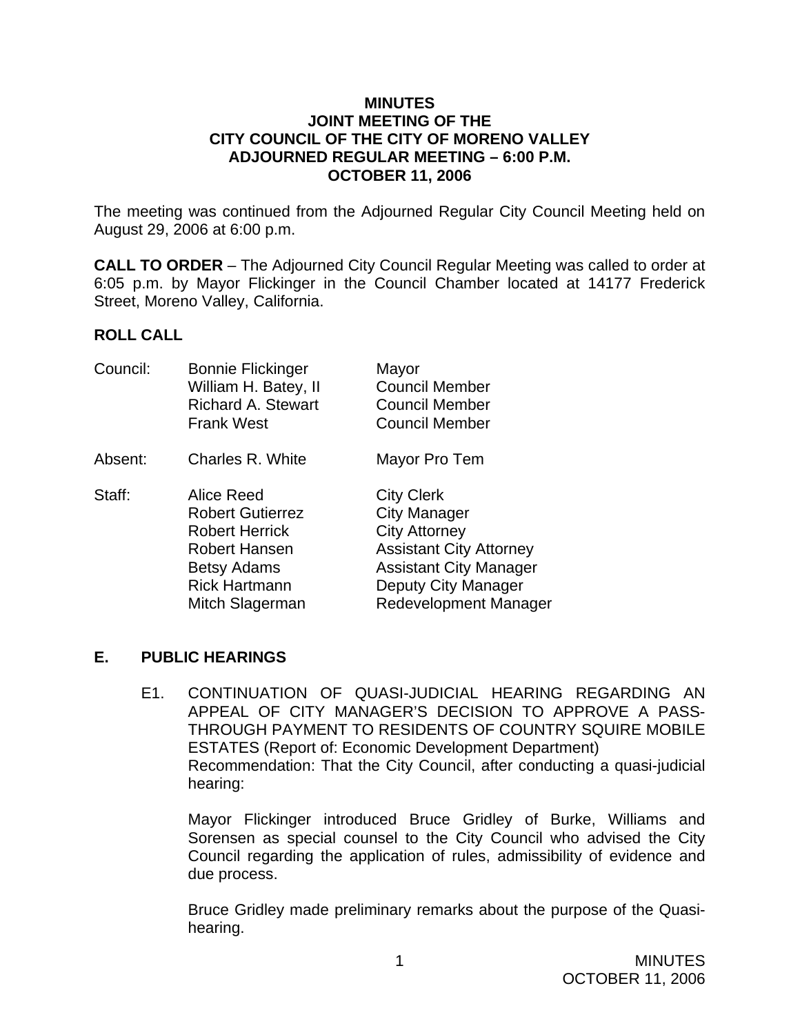**MINUTES**
**JOINT MEETING OF THE**
**CITY COUNCIL OF THE CITY OF MORENO VALLEY**
**ADJOURNED REGULAR MEETING – 6:00 P.M.**
**OCTOBER 11, 2006**

The meeting was continued from the Adjourned Regular City Council Meeting held on August 29, 2006 at 6:00 p.m.

**CALL TO ORDER** – The Adjourned City Council Regular Meeting was called to order at 6:05 p.m. by Mayor Flickinger in the Council Chamber located at 14177 Frederick Street, Moreno Valley, California.

## ROLL CALL

| | | |
|---|---|---|
| Council: | Bonnie Flickinger | Mayor |
| | William H. Batey, II | Council Member |
| | Richard A. Stewart | Council Member |
| | Frank West | Council Member |
| Absent: | Charles R. White | Mayor Pro Tem |
| Staff: | Alice Reed | City Clerk |
| | Robert Gutierrez | City Manager |
| | Robert Herrick | City Attorney |
| | Robert Hansen | Assistant City Attorney |
| | Betsy Adams | Assistant City Manager |
| | Rick Hartmann | Deputy City Manager |
| | Mitch Slagerman | Redevelopment Manager |

## E. PUBLIC HEARINGS

E1. CONTINUATION OF QUASI-JUDICIAL HEARING REGARDING AN APPEAL OF CITY MANAGER'S DECISION TO APPROVE A PASS-THROUGH PAYMENT TO RESIDENTS OF COUNTRY SQUIRE MOBILE ESTATES (Report of: Economic Development Department)
Recommendation: That the City Council, after conducting a quasi-judicial hearing:

Mayor Flickinger introduced Bruce Gridley of Burke, Williams and Sorensen as special counsel to the City Council who advised the City Council regarding the application of rules, admissibility of evidence and due process.

Bruce Gridley made preliminary remarks about the purpose of the Quasi-hearing.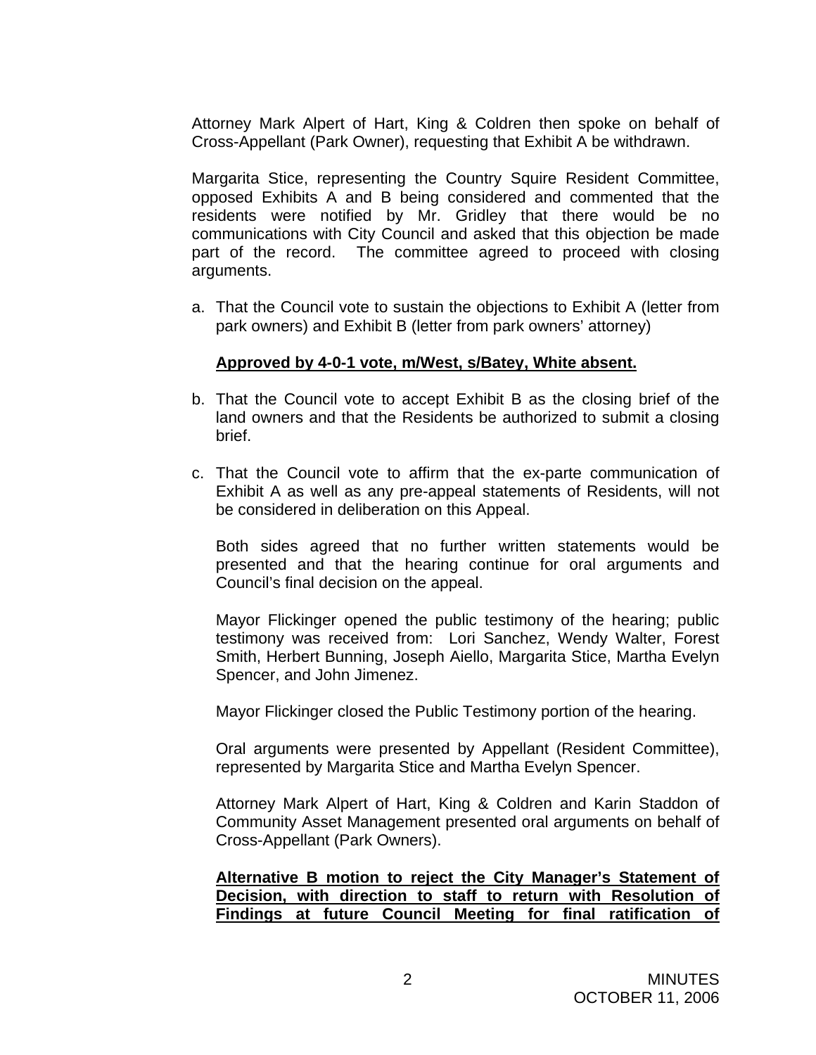Attorney Mark Alpert of Hart, King & Coldren then spoke on behalf of Cross-Appellant (Park Owner), requesting that Exhibit A be withdrawn.

Margarita Stice, representing the Country Squire Resident Committee, opposed Exhibits A and B being considered and commented that the residents were notified by Mr. Gridley that there would be no communications with City Council and asked that this objection be made part of the record. The committee agreed to proceed with closing arguments.

a. That the Council vote to sustain the objections to Exhibit A (letter from park owners) and Exhibit B (letter from park owners' attorney)

   **Approved by 4-0-1 vote, m/West, s/Batey, White absent.**

b. That the Council vote to accept Exhibit B as the closing brief of the land owners and that the Residents be authorized to submit a closing brief.

c. That the Council vote to affirm that the ex-parte communication of Exhibit A as well as any pre-appeal statements of Residents, will not be considered in deliberation on this Appeal.

   Both sides agreed that no further written statements would be presented and that the hearing continue for oral arguments and Council's final decision on the appeal.

   Mayor Flickinger opened the public testimony of the hearing; public testimony was received from: Lori Sanchez, Wendy Walter, Forest Smith, Herbert Bunning, Joseph Aiello, Margarita Stice, Martha Evelyn Spencer, and John Jimenez.

   Mayor Flickinger closed the Public Testimony portion of the hearing.

   Oral arguments were presented by Appellant (Resident Committee), represented by Margarita Stice and Martha Evelyn Spencer.

   Attorney Mark Alpert of Hart, King & Coldren and Karin Staddon of Community Asset Management presented oral arguments on behalf of Cross-Appellant (Park Owners).

   **Alternative B motion to reject the City Manager's Statement of Decision, with direction to staff to return with Resolution of Findings at future Council Meeting for final ratification of**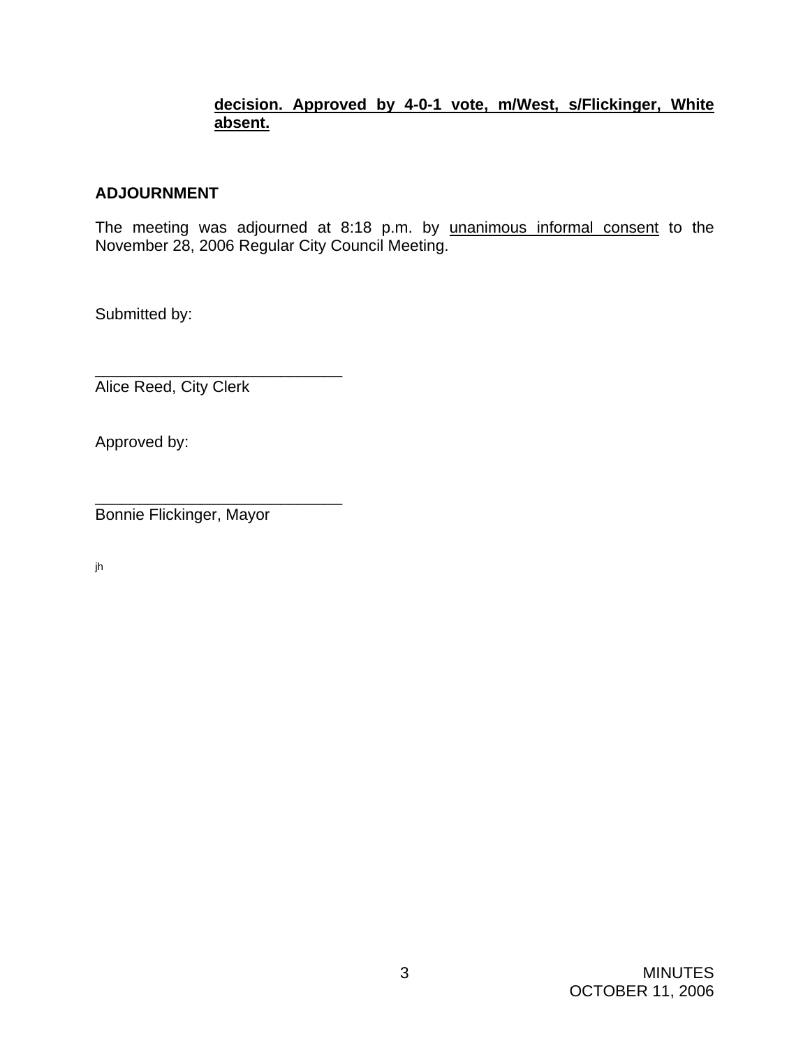**decision. Approved by 4-0-1 vote, m/West, s/Flickinger, White absent.**

**ADJOURNMENT**

The meeting was adjourned at 8:18 p.m. by unanimous informal consent to the November 28, 2006 Regular City Council Meeting.

Submitted by:

_____________________________
Alice Reed, City Clerk

Approved by:

_____________________________
Bonnie Flickinger, Mayor

jh